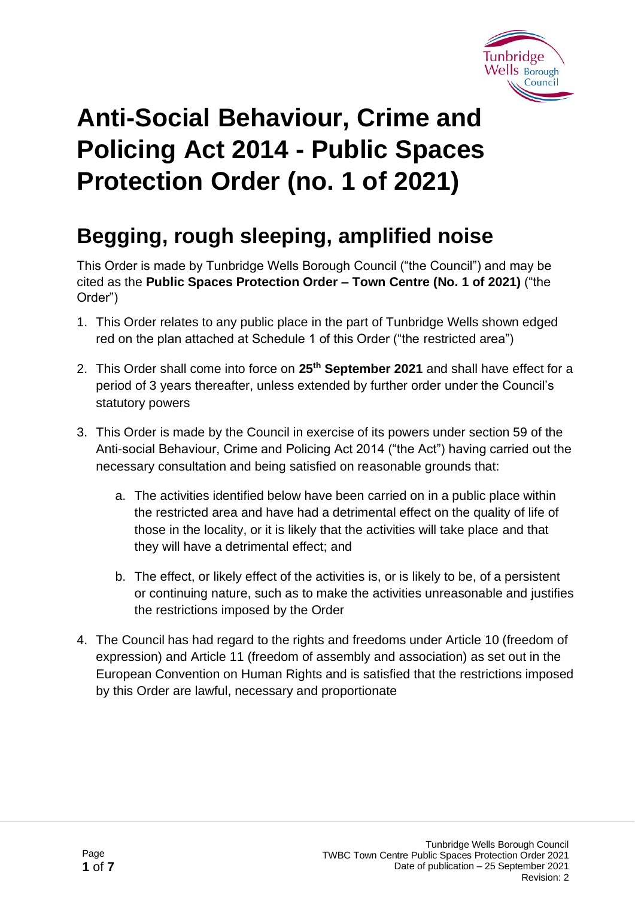# Anti-Social Behaviour, Crime and Policing Act 2014 - Public Spaces Protection Order (no. 1 of 2021)

## Begging, rough sleeping, amplified noise

This Order is made by Tunbridge Wells Borough Council ("the Council") and may be cited as the **Public Spaces Protection Order – Town Centre (No. 1 of 2021)** ("the Order")

1. This Order relates to any public place in the part of Tunbridge Wells shown edged red on the plan attached at Schedule 1 of this Order ("the restricted area")

2. This Order shall come into force on **25th September 2021** and shall have effect for a period of 3 years thereafter, unless extended by further order under the Council's statutory powers

3. This Order is made by the Council in exercise of its powers under section 59 of the Anti-social Behaviour, Crime and Policing Act 2014 ("the Act") having carried out the necessary consultation and being satisfied on reasonable grounds that:

    a. The activities identified below have been carried on in a public place within the restricted area and have had a detrimental effect on the quality of life of those in the locality, or it is likely that the activities will take place and that they will have a detrimental effect; and

    b. The effect, or likely effect of the activities is, or is likely to be, of a persistent or continuing nature, such as to make the activities unreasonable and justifies the restrictions imposed by the Order

4. The Council has had regard to the rights and freedoms under Article 10 (freedom of expression) and Article 11 (freedom of assembly and association) as set out in the European Convention on Human Rights and is satisfied that the restrictions imposed by this Order are lawful, necessary and proportionate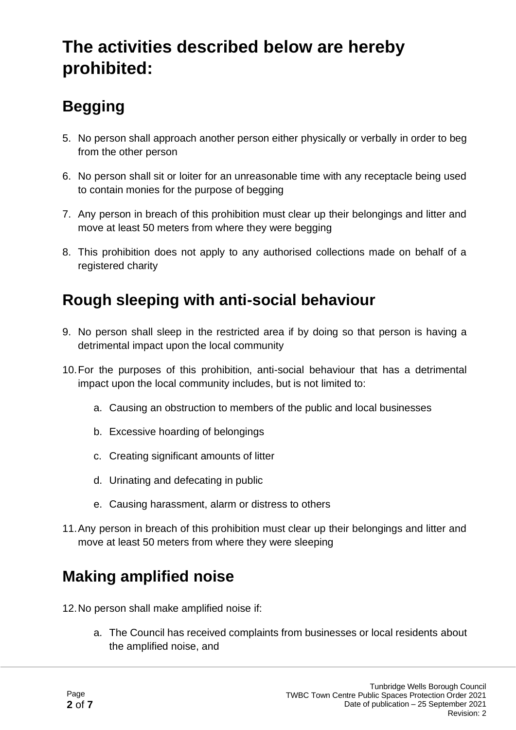# The activities described below are hereby prohibited:

## Begging

5. No person shall approach another person either physically or verbally in order to beg from the other person
6. No person shall sit or loiter for an unreasonable time with any receptacle being used to contain monies for the purpose of begging
7. Any person in breach of this prohibition must clear up their belongings and litter and move at least 50 meters from where they were begging
8. This prohibition does not apply to any authorised collections made on behalf of a registered charity

## Rough sleeping with anti-social behaviour

9. No person shall sleep in the restricted area if by doing so that person is having a detrimental impact upon the local community
10. For the purposes of this prohibition, anti-social behaviour that has a detrimental impact upon the local community includes, but is not limited to:
    a. Causing an obstruction to members of the public and local businesses
    b. Excessive hoarding of belongings
    c. Creating significant amounts of litter
    d. Urinating and defecating in public
    e. Causing harassment, alarm or distress to others
11. Any person in breach of this prohibition must clear up their belongings and litter and move at least 50 meters from where they were sleeping

## Making amplified noise

12. No person shall make amplified noise if:
    a. The Council has received complaints from businesses or local residents about the amplified noise, and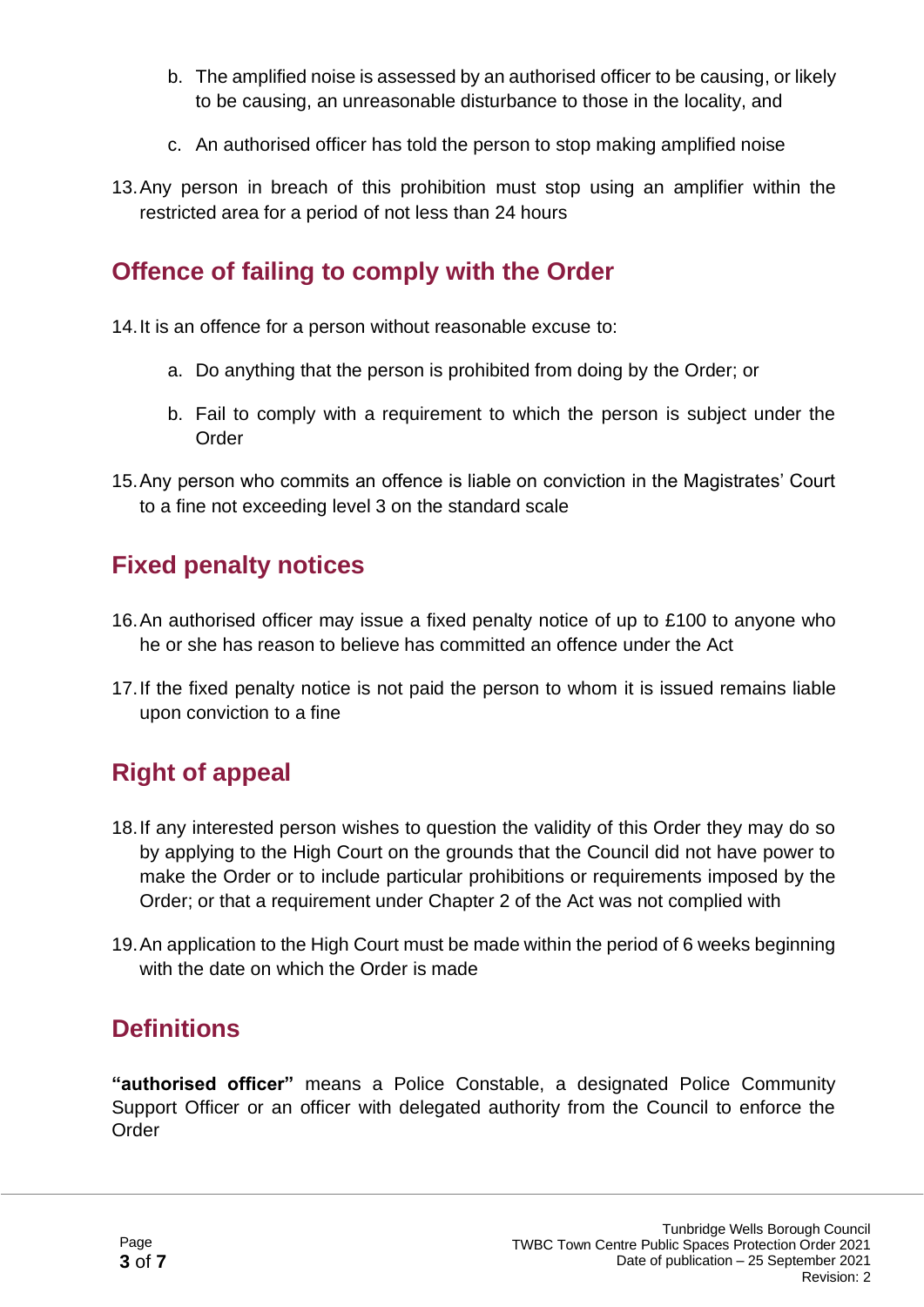b. The amplified noise is assessed by an authorised officer to be causing, or likely to be causing, an unreasonable disturbance to those in the locality, and

c. An authorised officer has told the person to stop making amplified noise

13. Any person in breach of this prohibition must stop using an amplifier within the restricted area for a period of not less than 24 hours

## Offence of failing to comply with the Order

14. It is an offence for a person without reasonable excuse to:

    a. Do anything that the person is prohibited from doing by the Order; or

    b. Fail to comply with a requirement to which the person is subject under the Order

15. Any person who commits an offence is liable on conviction in the Magistrates' Court to a fine not exceeding level 3 on the standard scale

## Fixed penalty notices

16. An authorised officer may issue a fixed penalty notice of up to £100 to anyone who he or she has reason to believe has committed an offence under the Act

17. If the fixed penalty notice is not paid the person to whom it is issued remains liable upon conviction to a fine

## Right of appeal

18. If any interested person wishes to question the validity of this Order they may do so by applying to the High Court on the grounds that the Council did not have power to make the Order or to include particular prohibitions or requirements imposed by the Order; or that a requirement under Chapter 2 of the Act was not complied with

19. An application to the High Court must be made within the period of 6 weeks beginning with the date on which the Order is made

## Definitions

**"authorised officer"** means a Police Constable, a designated Police Community Support Officer or an officer with delegated authority from the Council to enforce the Order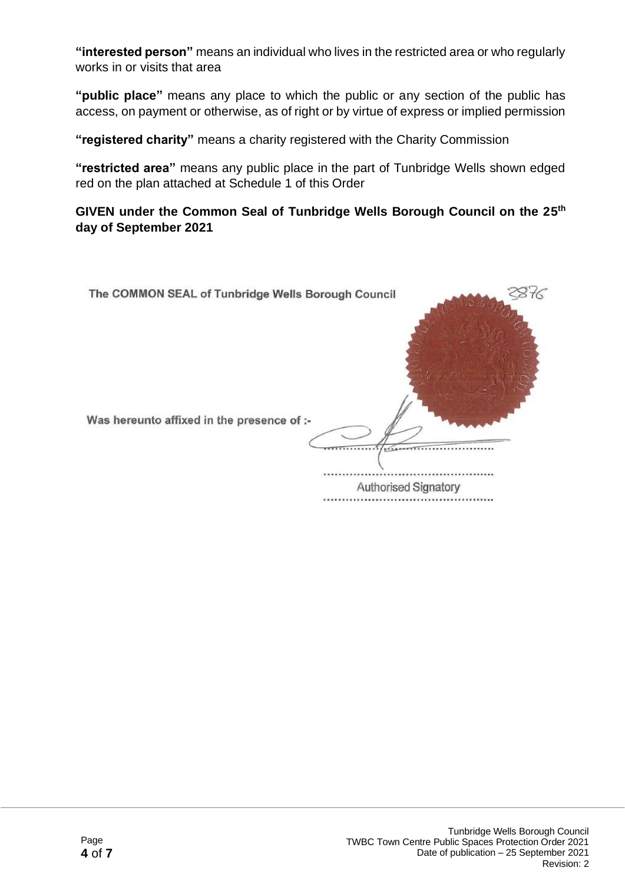**"interested person"** means an individual who lives in the restricted area or who regularly works in or visits that area

**"public place"** means any place to which the public or any section of the public has access, on payment or otherwise, as of right or by virtue of express or implied permission

**"registered charity"** means a charity registered with the Charity Commission

**"restricted area"** means any public place in the part of Tunbridge Wells shown edged red on the plan attached at Schedule 1 of this Order

**GIVEN under the Common Seal of Tunbridge Wells Borough Council on the 25th day of September 2021**

**The COMMON SEAL of Tunbridge Wells Borough Council** 3876

**Was hereunto affixed in the presence of :-**

..............................................

..............................................

Authorised Signatory

..............................................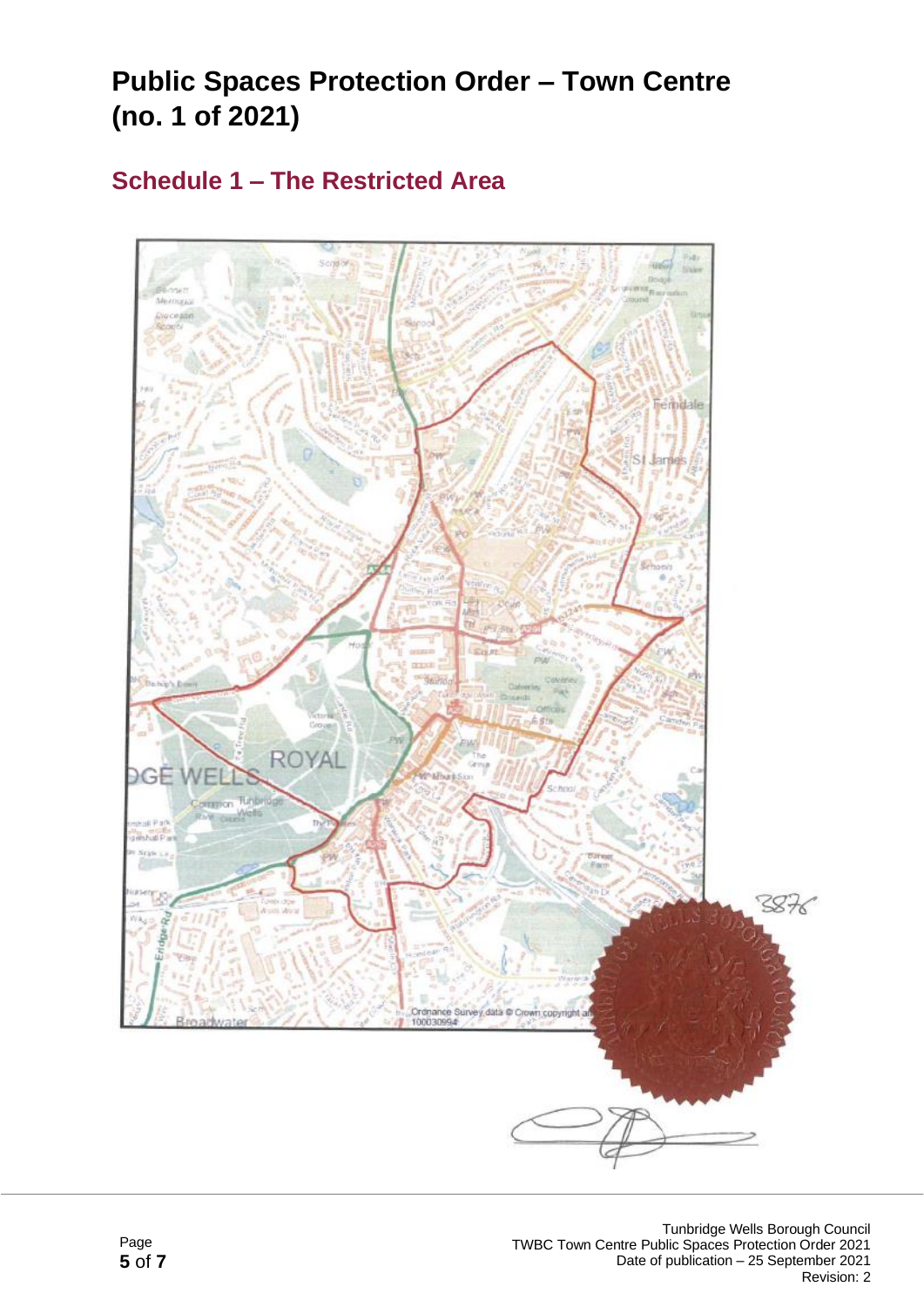# Public Spaces Protection Order – Town Centre (no. 1 of 2021)

## Schedule 1 – The Restricted Area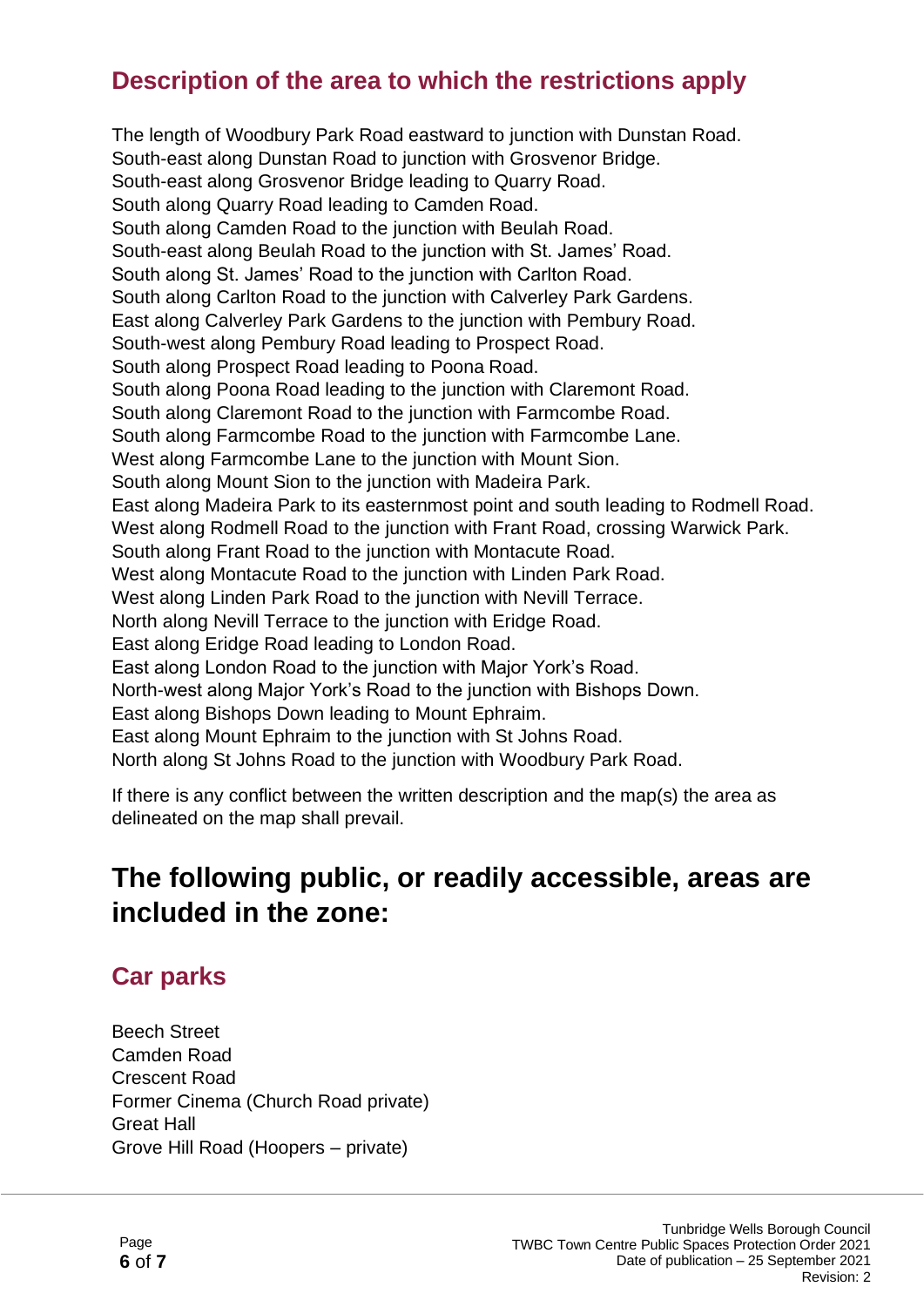## Description of the area to which the restrictions apply

The length of Woodbury Park Road eastward to junction with Dunstan Road.
South-east along Dunstan Road to junction with Grosvenor Bridge.
South-east along Grosvenor Bridge leading to Quarry Road.
South along Quarry Road leading to Camden Road.
South along Camden Road to the junction with Beulah Road.
South-east along Beulah Road to the junction with St. James' Road.
South along St. James' Road to the junction with Carlton Road.
South along Carlton Road to the junction with Calverley Park Gardens.
East along Calverley Park Gardens to the junction with Pembury Road.
South-west along Pembury Road leading to Prospect Road.
South along Prospect Road leading to Poona Road.
South along Poona Road leading to the junction with Claremont Road.
South along Claremont Road to the junction with Farmcombe Road.
South along Farmcombe Road to the junction with Farmcombe Lane.
West along Farmcombe Lane to the junction with Mount Sion.
South along Mount Sion to the junction with Madeira Park.
East along Madeira Park to its easternmost point and south leading to Rodmell Road.
West along Rodmell Road to the junction with Frant Road, crossing Warwick Park.
South along Frant Road to the junction with Montacute Road.
West along Montacute Road to the junction with Linden Park Road.
West along Linden Park Road to the junction with Nevill Terrace.
North along Nevill Terrace to the junction with Eridge Road.
East along Eridge Road leading to London Road.
East along London Road to the junction with Major York's Road.
North-west along Major York's Road to the junction with Bishops Down.
East along Bishops Down leading to Mount Ephraim.
East along Mount Ephraim to the junction with St Johns Road.
North along St Johns Road to the junction with Woodbury Park Road.

If there is any conflict between the written description and the map(s) the area as delineated on the map shall prevail.

# The following public, or readily accessible, areas are included in the zone:

## Car parks

Beech Street
Camden Road
Crescent Road
Former Cinema (Church Road private)
Great Hall
Grove Hill Road (Hoopers – private)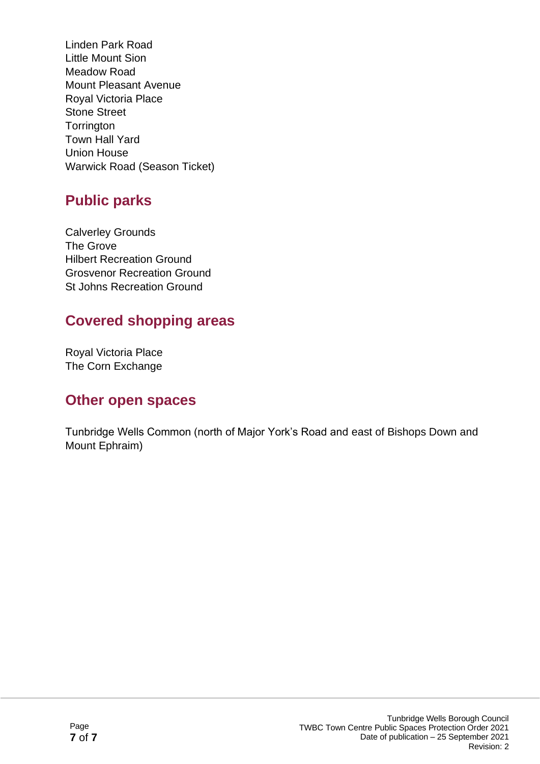Linden Park Road
Little Mount Sion
Meadow Road
Mount Pleasant Avenue
Royal Victoria Place
Stone Street
Torrington
Town Hall Yard
Union House
Warwick Road (Season Ticket)

## Public parks

Calverley Grounds
The Grove
Hilbert Recreation Ground
Grosvenor Recreation Ground
St Johns Recreation Ground

## Covered shopping areas

Royal Victoria Place
The Corn Exchange

## Other open spaces

Tunbridge Wells Common (north of Major York's Road and east of Bishops Down and Mount Ephraim)